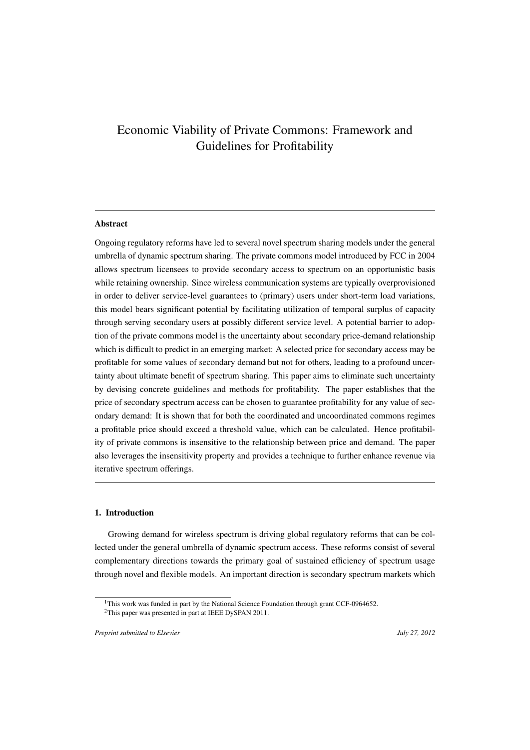# Economic Viability of Private Commons: Framework and Guidelines for Profitability

## Abstract

Ongoing regulatory reforms have led to several novel spectrum sharing models under the general umbrella of dynamic spectrum sharing. The private commons model introduced by FCC in 2004 allows spectrum licensees to provide secondary access to spectrum on an opportunistic basis while retaining ownership. Since wireless communication systems are typically overprovisioned in order to deliver service-level guarantees to (primary) users under short-term load variations, this model bears significant potential by facilitating utilization of temporal surplus of capacity through serving secondary users at possibly different service level. A potential barrier to adoption of the private commons model is the uncertainty about secondary price-demand relationship which is difficult to predict in an emerging market: A selected price for secondary access may be profitable for some values of secondary demand but not for others, leading to a profound uncertainty about ultimate benefit of spectrum sharing. This paper aims to eliminate such uncertainty by devising concrete guidelines and methods for profitability. The paper establishes that the price of secondary spectrum access can be chosen to guarantee profitability for any value of secondary demand: It is shown that for both the coordinated and uncoordinated commons regimes a profitable price should exceed a threshold value, which can be calculated. Hence profitability of private commons is insensitive to the relationship between price and demand. The paper also leverages the insensitivity property and provides a technique to further enhance revenue via iterative spectrum offerings.

## 1. Introduction

Growing demand for wireless spectrum is driving global regulatory reforms that can be collected under the general umbrella of dynamic spectrum access. These reforms consist of several complementary directions towards the primary goal of sustained efficiency of spectrum usage through novel and flexible models. An important direction is secondary spectrum markets which

[1] This work was funded in part by the National Science Foundation through grant CCF-0964652.

[2] This paper was presented in part at IEEE DySPAN 2011.

*Preprint submitted to Elsevier* *July 27, 2012*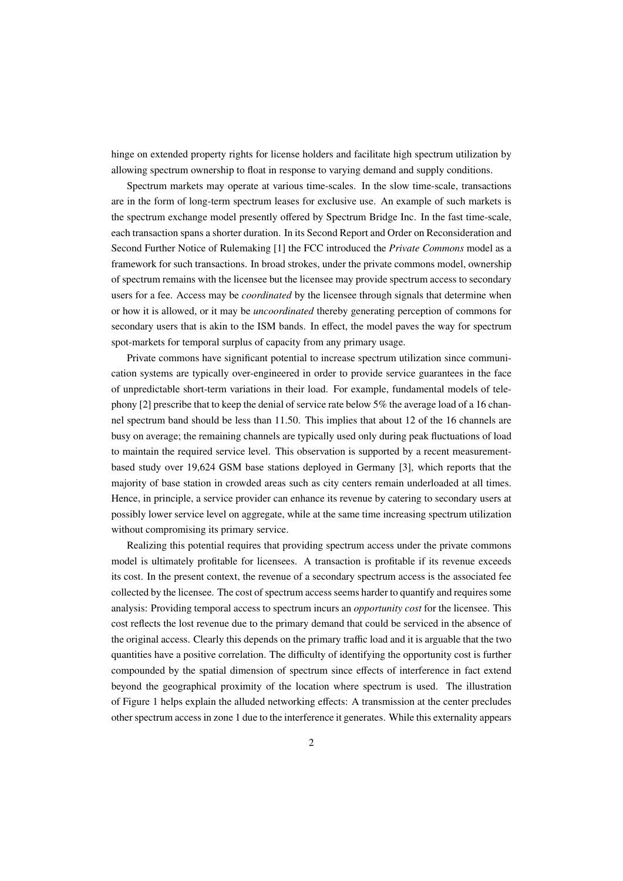hinge on extended property rights for license holders and facilitate high spectrum utilization by allowing spectrum ownership to float in response to varying demand and supply conditions.

Spectrum markets may operate at various time-scales. In the slow time-scale, transactions are in the form of long-term spectrum leases for exclusive use. An example of such markets is the spectrum exchange model presently offered by Spectrum Bridge Inc. In the fast time-scale, each transaction spans a shorter duration. In its Second Report and Order on Reconsideration and Second Further Notice of Rulemaking [1] the FCC introduced the *Private Commons* model as a framework for such transactions. In broad strokes, under the private commons model, ownership of spectrum remains with the licensee but the licensee may provide spectrum access to secondary users for a fee. Access may be *coordinated* by the licensee through signals that determine when or how it is allowed, or it may be *uncoordinated* thereby generating perception of commons for secondary users that is akin to the ISM bands. In effect, the model paves the way for spectrum spot-markets for temporal surplus of capacity from any primary usage.

Private commons have significant potential to increase spectrum utilization since communication systems are typically over-engineered in order to provide service guarantees in the face of unpredictable short-term variations in their load. For example, fundamental models of telephony [2] prescribe that to keep the denial of service rate below 5% the average load of a 16 channel spectrum band should be less than 11.50. This implies that about 12 of the 16 channels are busy on average; the remaining channels are typically used only during peak fluctuations of load to maintain the required service level. This observation is supported by a recent measurement-based study over 19,624 GSM base stations deployed in Germany [3], which reports that the majority of base station in crowded areas such as city centers remain underloaded at all times. Hence, in principle, a service provider can enhance its revenue by catering to secondary users at possibly lower service level on aggregate, while at the same time increasing spectrum utilization without compromising its primary service.

Realizing this potential requires that providing spectrum access under the private commons model is ultimately profitable for licensees. A transaction is profitable if its revenue exceeds its cost. In the present context, the revenue of a secondary spectrum access is the associated fee collected by the licensee. The cost of spectrum access seems harder to quantify and requires some analysis: Providing temporal access to spectrum incurs an *opportunity cost* for the licensee. This cost reflects the lost revenue due to the primary demand that could be serviced in the absence of the original access. Clearly this depends on the primary traffic load and it is arguable that the two quantities have a positive correlation. The difficulty of identifying the opportunity cost is further compounded by the spatial dimension of spectrum since effects of interference in fact extend beyond the geographical proximity of the location where spectrum is used. The illustration of Figure 1 helps explain the alluded networking effects: A transmission at the center precludes other spectrum access in zone 1 due to the interference it generates. While this externality appears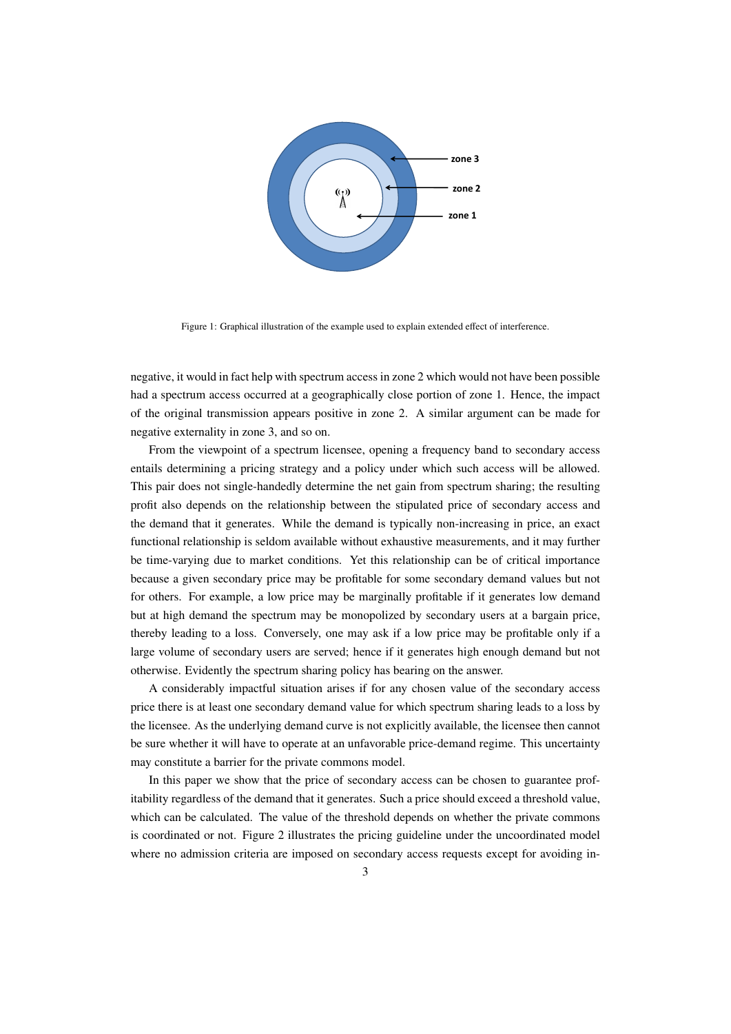Figure 1: Graphical illustration of the example used to explain extended effect of interference.

negative, it would in fact help with spectrum access in zone 2 which would not have been possible had a spectrum access occurred at a geographically close portion of zone 1. Hence, the impact of the original transmission appears positive in zone 2. A similar argument can be made for negative externality in zone 3, and so on.

From the viewpoint of a spectrum licensee, opening a frequency band to secondary access entails determining a pricing strategy and a policy under which such access will be allowed. This pair does not single-handedly determine the net gain from spectrum sharing; the resulting profit also depends on the relationship between the stipulated price of secondary access and the demand that it generates. While the demand is typically non-increasing in price, an exact functional relationship is seldom available without exhaustive measurements, and it may further be time-varying due to market conditions. Yet this relationship can be of critical importance because a given secondary price may be profitable for some secondary demand values but not for others. For example, a low price may be marginally profitable if it generates low demand but at high demand the spectrum may be monopolized by secondary users at a bargain price, thereby leading to a loss. Conversely, one may ask if a low price may be profitable only if a large volume of secondary users are served; hence if it generates high enough demand but not otherwise. Evidently the spectrum sharing policy has bearing on the answer.

A considerably impactful situation arises if for any chosen value of the secondary access price there is at least one secondary demand value for which spectrum sharing leads to a loss by the licensee. As the underlying demand curve is not explicitly available, the licensee then cannot be sure whether it will have to operate at an unfavorable price-demand regime. This uncertainty may constitute a barrier for the private commons model.

In this paper we show that the price of secondary access can be chosen to guarantee profitability regardless of the demand that it generates. Such a price should exceed a threshold value, which can be calculated. The value of the threshold depends on whether the private commons is coordinated or not. Figure 2 illustrates the pricing guideline under the uncoordinated model where no admission criteria are imposed on secondary access requests except for avoiding in-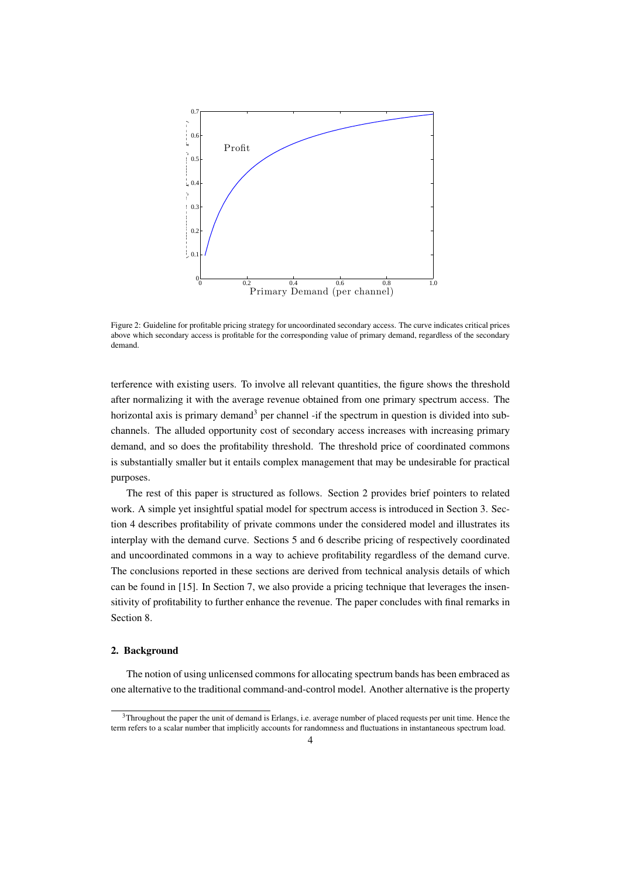Figure 2: Guideline for profitable pricing strategy for uncoordinated secondary access. The curve indicates critical prices above which secondary access is profitable for the corresponding value of primary demand, regardless of the secondary demand.

terference with existing users. To involve all relevant quantities, the figure shows the threshold after normalizing it with the average revenue obtained from one primary spectrum access. The horizontal axis is primary demand[3] per channel -if the spectrum in question is divided into sub-channels. The alluded opportunity cost of secondary access increases with increasing primary demand, and so does the profitability threshold. The threshold price of coordinated commons is substantially smaller but it entails complex management that may be undesirable for practical purposes.

The rest of this paper is structured as follows. Section 2 provides brief pointers to related work. A simple yet insightful spatial model for spectrum access is introduced in Section 3. Section 4 describes profitability of private commons under the considered model and illustrates its interplay with the demand curve. Sections 5 and 6 describe pricing of respectively coordinated and uncoordinated commons in a way to achieve profitability regardless of the demand curve. The conclusions reported in these sections are derived from technical analysis details of which can be found in [15]. In Section 7, we also provide a pricing technique that leverages the insensitivity of profitability to further enhance the revenue. The paper concludes with final remarks in Section 8.

## 2. Background

The notion of using unlicensed commons for allocating spectrum bands has been embraced as one alternative to the traditional command-and-control model. Another alternative is the property

[3] Throughout the paper the unit of demand is Erlangs, i.e. average number of placed requests per unit time. Hence the term refers to a scalar number that implicitly accounts for randomness and fluctuations in instantaneous spectrum load.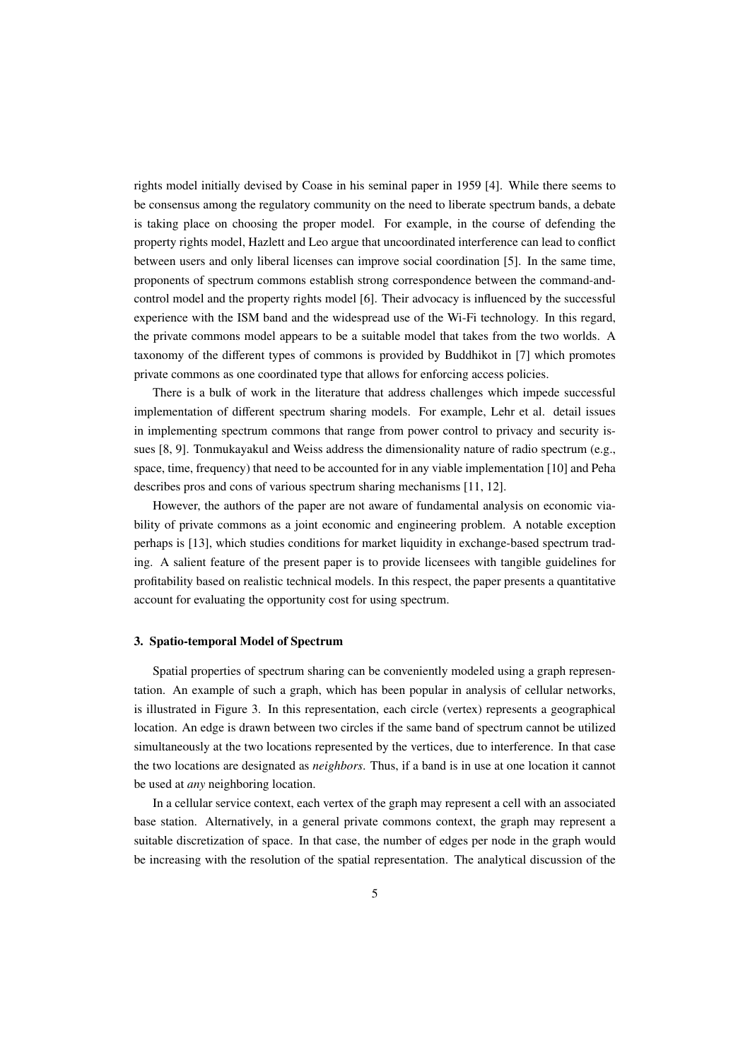rights model initially devised by Coase in his seminal paper in 1959 [4]. While there seems to be consensus among the regulatory community on the need to liberate spectrum bands, a debate is taking place on choosing the proper model. For example, in the course of defending the property rights model, Hazlett and Leo argue that uncoordinated interference can lead to conflict between users and only liberal licenses can improve social coordination [5]. In the same time, proponents of spectrum commons establish strong correspondence between the command-and-control model and the property rights model [6]. Their advocacy is influenced by the successful experience with the ISM band and the widespread use of the Wi-Fi technology. In this regard, the private commons model appears to be a suitable model that takes from the two worlds. A taxonomy of the different types of commons is provided by Buddhikot in [7] which promotes private commons as one coordinated type that allows for enforcing access policies.

There is a bulk of work in the literature that address challenges which impede successful implementation of different spectrum sharing models. For example, Lehr et al. detail issues in implementing spectrum commons that range from power control to privacy and security issues [8, 9]. Tonmukayakul and Weiss address the dimensionality nature of radio spectrum (e.g., space, time, frequency) that need to be accounted for in any viable implementation [10] and Peha describes pros and cons of various spectrum sharing mechanisms [11, 12].

However, the authors of the paper are not aware of fundamental analysis on economic viability of private commons as a joint economic and engineering problem. A notable exception perhaps is [13], which studies conditions for market liquidity in exchange-based spectrum trading. A salient feature of the present paper is to provide licensees with tangible guidelines for profitability based on realistic technical models. In this respect, the paper presents a quantitative account for evaluating the opportunity cost for using spectrum.

### 3. Spatio-temporal Model of Spectrum

Spatial properties of spectrum sharing can be conveniently modeled using a graph representation. An example of such a graph, which has been popular in analysis of cellular networks, is illustrated in Figure 3. In this representation, each circle (vertex) represents a geographical location. An edge is drawn between two circles if the same band of spectrum cannot be utilized simultaneously at the two locations represented by the vertices, due to interference. In that case the two locations are designated as *neighbors*. Thus, if a band is in use at one location it cannot be used at *any* neighboring location.

In a cellular service context, each vertex of the graph may represent a cell with an associated base station. Alternatively, in a general private commons context, the graph may represent a suitable discretization of space. In that case, the number of edges per node in the graph would be increasing with the resolution of the spatial representation. The analytical discussion of the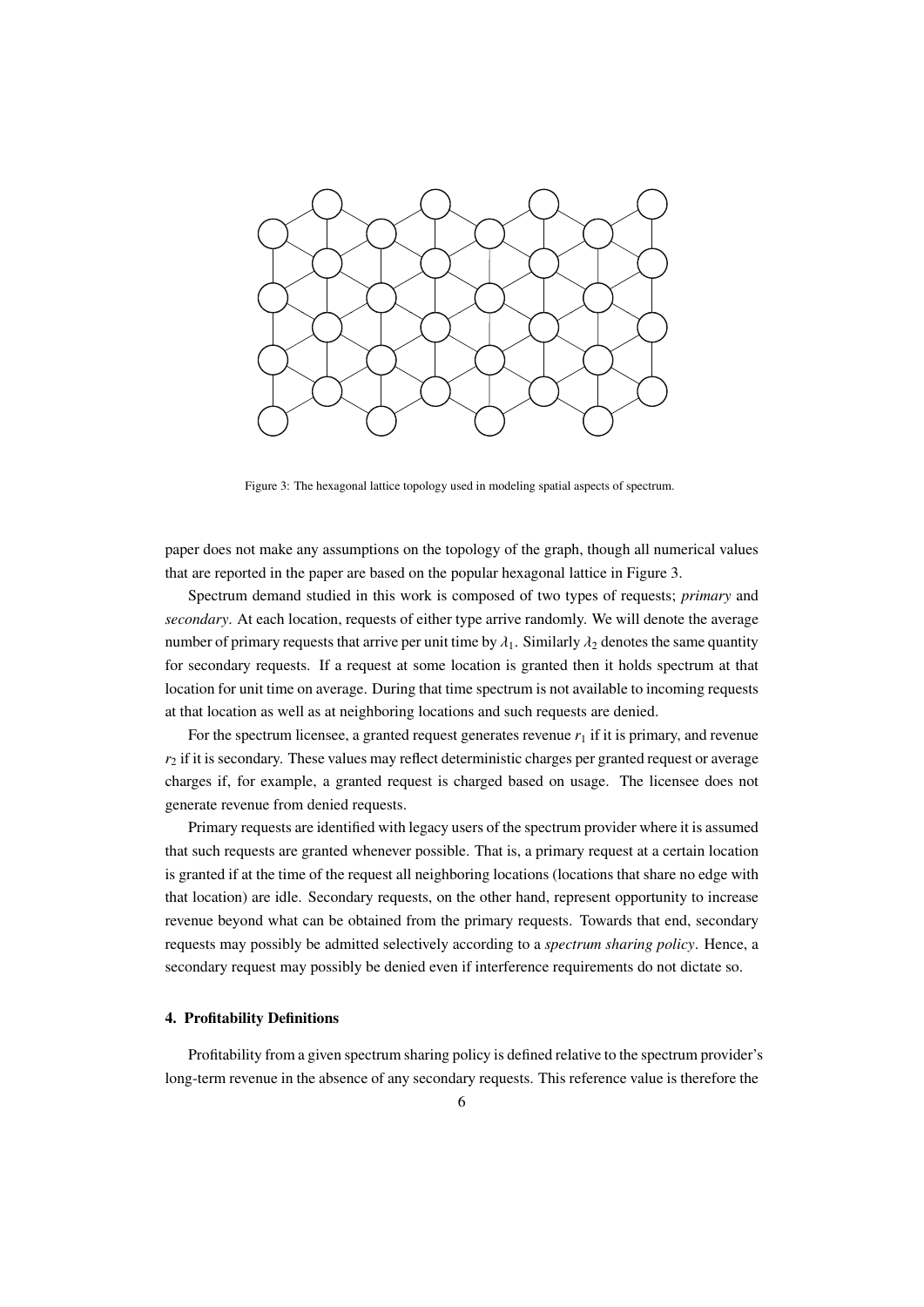Figure 3: The hexagonal lattice topology used in modeling spatial aspects of spectrum.

paper does not make any assumptions on the topology of the graph, though all numerical values that are reported in the paper are based on the popular hexagonal lattice in Figure 3.

Spectrum demand studied in this work is composed of two types of requests; *primary* and *secondary*. At each location, requests of either type arrive randomly. We will denote the average number of primary requests that arrive per unit time by $\lambda_1$. Similarly $\lambda_2$ denotes the same quantity for secondary requests. If a request at some location is granted then it holds spectrum at that location for unit time on average. During that time spectrum is not available to incoming requests at that location as well as at neighboring locations and such requests are denied.

For the spectrum licensee, a granted request generates revenue $r_1$ if it is primary, and revenue $r_2$ if it is secondary. These values may reflect deterministic charges per granted request or average charges if, for example, a granted request is charged based on usage. The licensee does not generate revenue from denied requests.

Primary requests are identified with legacy users of the spectrum provider where it is assumed that such requests are granted whenever possible. That is, a primary request at a certain location is granted if at the time of the request all neighboring locations (locations that share no edge with that location) are idle. Secondary requests, on the other hand, represent opportunity to increase revenue beyond what can be obtained from the primary requests. Towards that end, secondary requests may possibly be admitted selectively according to a *spectrum sharing policy*. Hence, a secondary request may possibly be denied even if interference requirements do not dictate so.

## 4. Profitability Definitions

Profitability from a given spectrum sharing policy is defined relative to the spectrum provider's long-term revenue in the absence of any secondary requests. This reference value is therefore the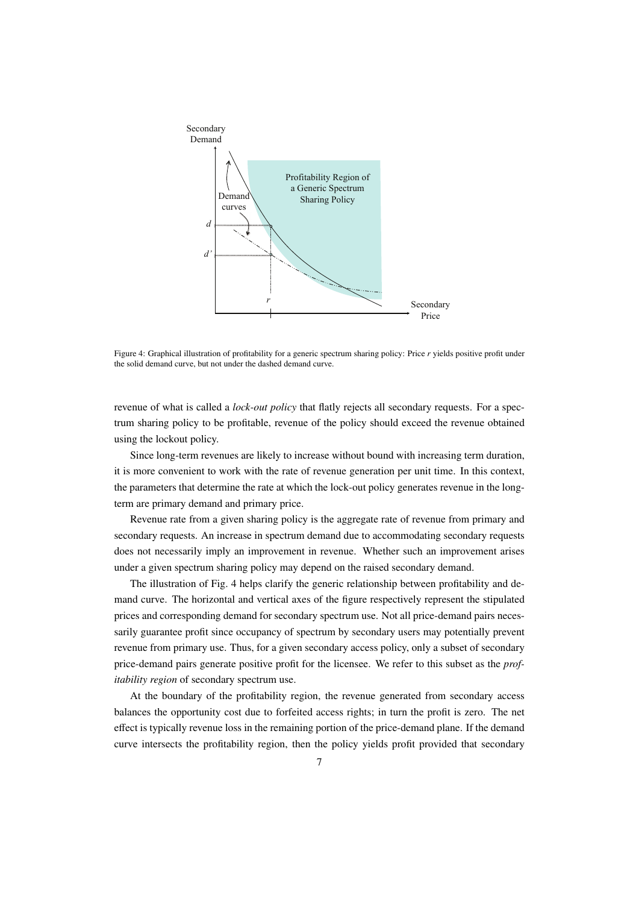Figure 4: Graphical illustration of profitability for a generic spectrum sharing policy: Price $r$ yields positive profit under the solid demand curve, but not under the dashed demand curve.

revenue of what is called a *lock-out policy* that flatly rejects all secondary requests. For a spectrum sharing policy to be profitable, revenue of the policy should exceed the revenue obtained using the lockout policy.

Since long-term revenues are likely to increase without bound with increasing term duration, it is more convenient to work with the rate of revenue generation per unit time. In this context, the parameters that determine the rate at which the lock-out policy generates revenue in the long-term are primary demand and primary price.

Revenue rate from a given sharing policy is the aggregate rate of revenue from primary and secondary requests. An increase in spectrum demand due to accommodating secondary requests does not necessarily imply an improvement in revenue. Whether such an improvement arises under a given spectrum sharing policy may depend on the raised secondary demand.

The illustration of Fig. 4 helps clarify the generic relationship between profitability and demand curve. The horizontal and vertical axes of the figure respectively represent the stipulated prices and corresponding demand for secondary spectrum use. Not all price-demand pairs necessarily guarantee profit since occupancy of spectrum by secondary users may potentially prevent revenue from primary use. Thus, for a given secondary access policy, only a subset of secondary price-demand pairs generate positive profit for the licensee. We refer to this subset as the *profitability region* of secondary spectrum use.

At the boundary of the profitability region, the revenue generated from secondary access balances the opportunity cost due to forfeited access rights; in turn the profit is zero. The net effect is typically revenue loss in the remaining portion of the price-demand plane. If the demand curve intersects the profitability region, then the policy yields profit provided that secondary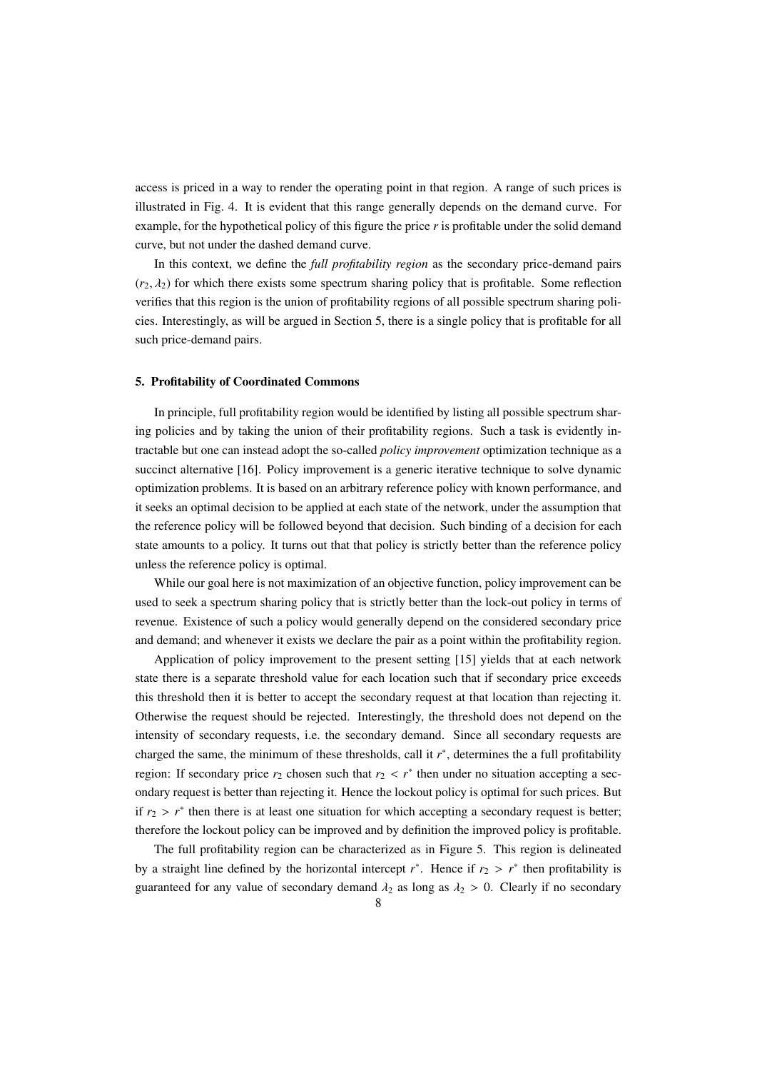access is priced in a way to render the operating point in that region. A range of such prices is illustrated in Fig. 4. It is evident that this range generally depends on the demand curve. For example, for the hypothetical policy of this figure the price $r$ is profitable under the solid demand curve, but not under the dashed demand curve.

In this context, we define the *full profitability region* as the secondary price-demand pairs $(r_2, \lambda_2)$ for which there exists some spectrum sharing policy that is profitable. Some reflection verifies that this region is the union of profitability regions of all possible spectrum sharing policies. Interestingly, as will be argued in Section 5, there is a single policy that is profitable for all such price-demand pairs.

## 5. Profitability of Coordinated Commons

In principle, full profitability region would be identified by listing all possible spectrum sharing policies and by taking the union of their profitability regions. Such a task is evidently intractable but one can instead adopt the so-called *policy improvement* optimization technique as a succinct alternative [16]. Policy improvement is a generic iterative technique to solve dynamic optimization problems. It is based on an arbitrary reference policy with known performance, and it seeks an optimal decision to be applied at each state of the network, under the assumption that the reference policy will be followed beyond that decision. Such binding of a decision for each state amounts to a policy. It turns out that that policy is strictly better than the reference policy unless the reference policy is optimal.

While our goal here is not maximization of an objective function, policy improvement can be used to seek a spectrum sharing policy that is strictly better than the lock-out policy in terms of revenue. Existence of such a policy would generally depend on the considered secondary price and demand; and whenever it exists we declare the pair as a point within the profitability region.

Application of policy improvement to the present setting [15] yields that at each network state there is a separate threshold value for each location such that if secondary price exceeds this threshold then it is better to accept the secondary request at that location than rejecting it. Otherwise the request should be rejected. Interestingly, the threshold does not depend on the intensity of secondary requests, i.e. the secondary demand. Since all secondary requests are charged the same, the minimum of these thresholds, call it $r^*$, determines the a full profitability region: If secondary price $r_2$ chosen such that $r_2 < r^*$ then under no situation accepting a secondary request is better than rejecting it. Hence the lockout policy is optimal for such prices. But if $r_2 > r^*$ then there is at least one situation for which accepting a secondary request is better; therefore the lockout policy can be improved and by definition the improved policy is profitable.

The full profitability region can be characterized as in Figure 5. This region is delineated by a straight line defined by the horizontal intercept $r^*$. Hence if $r_2 > r^*$ then profitability is guaranteed for any value of secondary demand $\lambda_2$ as long as $\lambda_2 > 0$. Clearly if no secondary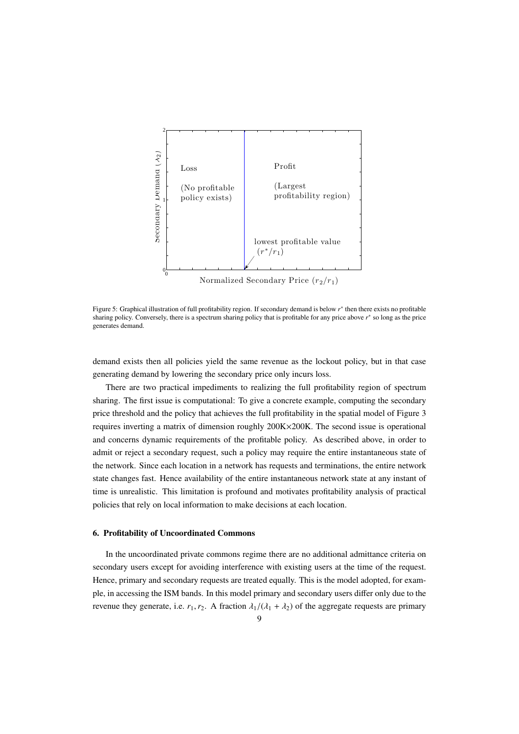Figure 5: Graphical illustration of full profitability region. If secondary demand is below $r^*$ then there exists no profitable sharing policy. Conversely, there is a spectrum sharing policy that is profitable for any price above $r^*$ so long as the price generates demand.

demand exists then all policies yield the same revenue as the lockout policy, but in that case generating demand by lowering the secondary price only incurs loss.

There are two practical impediments to realizing the full profitability region of spectrum sharing. The first issue is computational: To give a concrete example, computing the secondary price threshold and the policy that achieves the full profitability in the spatial model of Figure 3 requires inverting a matrix of dimension roughly 200K×200K. The second issue is operational and concerns dynamic requirements of the profitable policy. As described above, in order to admit or reject a secondary request, such a policy may require the entire instantaneous state of the network. Since each location in a network has requests and terminations, the entire network state changes fast. Hence availability of the entire instantaneous network state at any instant of time is unrealistic. This limitation is profound and motivates profitability analysis of practical policies that rely on local information to make decisions at each location.

## 6. Profitability of Uncoordinated Commons

In the uncoordinated private commons regime there are no additional admittance criteria on secondary users except for avoiding interference with existing users at the time of the request. Hence, primary and secondary requests are treated equally. This is the model adopted, for example, in accessing the ISM bands. In this model primary and secondary users differ only due to the revenue they generate, i.e. $r_1, r_2$. A fraction $\lambda_1/(\lambda_1 + \lambda_2)$ of the aggregate requests are primary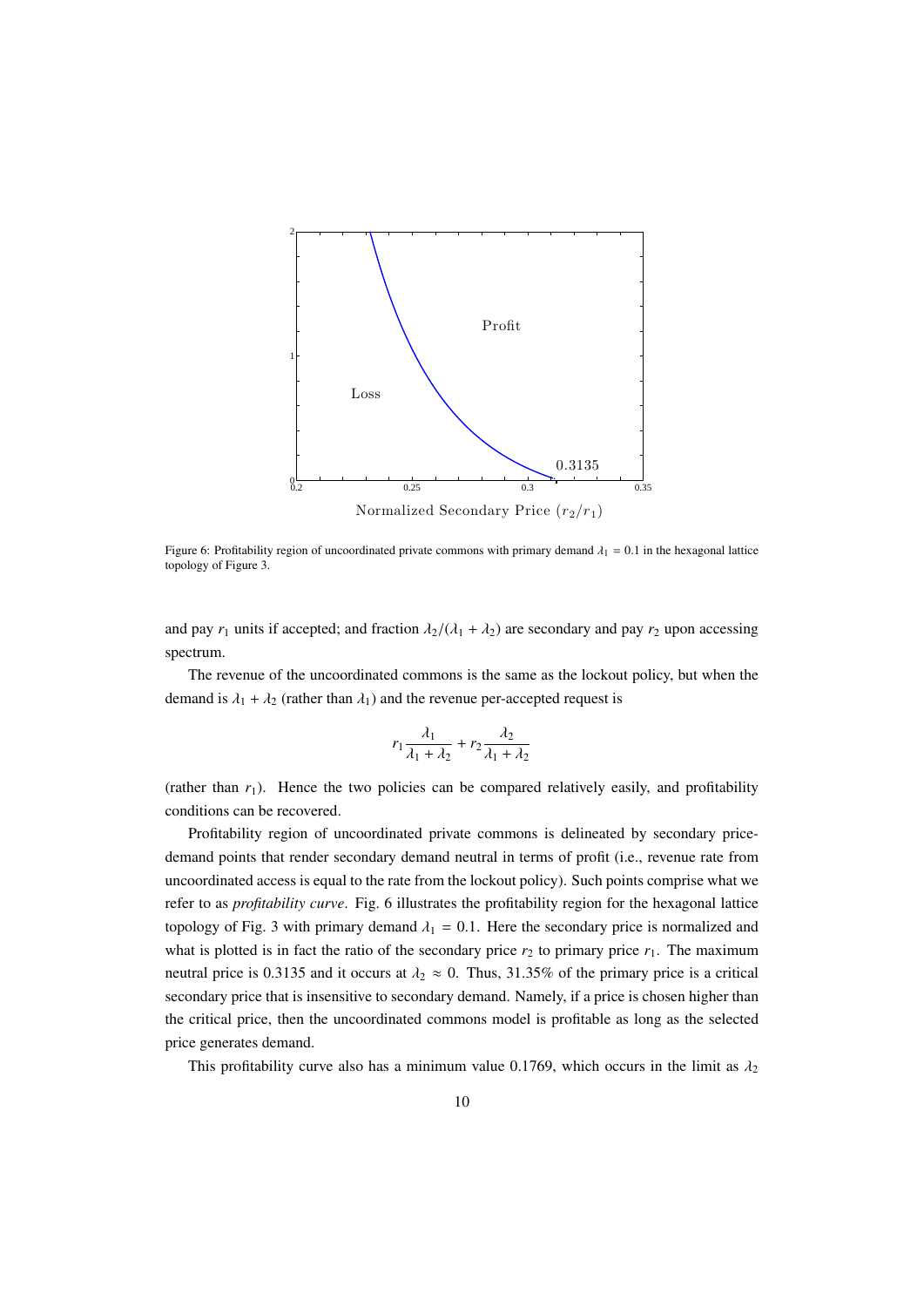Figure 6: Profitability region of uncoordinated private commons with primary demand $\lambda_1 = 0.1$ in the hexagonal lattice topology of Figure 3.

and pay $r_1$ units if accepted; and fraction $\lambda_2/(\lambda_1 + \lambda_2)$ are secondary and pay $r_2$ upon accessing spectrum.

The revenue of the uncoordinated commons is the same as the lockout policy, but when the demand is $\lambda_1 + \lambda_2$ (rather than $\lambda_1$) and the revenue per-accepted request is

$$r_1 \frac{\lambda_1}{\lambda_1 + \lambda_2} + r_2 \frac{\lambda_2}{\lambda_1 + \lambda_2}$$

(rather than $r_1$). Hence the two policies can be compared relatively easily, and profitability conditions can be recovered.

Profitability region of uncoordinated private commons is delineated by secondary price-demand points that render secondary demand neutral in terms of profit (i.e., revenue rate from uncoordinated access is equal to the rate from the lockout policy). Such points comprise what we refer to as *profitability curve*. Fig. 6 illustrates the profitability region for the hexagonal lattice topology of Fig. 3 with primary demand $\lambda_1 = 0.1$. Here the secondary price is normalized and what is plotted is in fact the ratio of the secondary price $r_2$ to primary price $r_1$. The maximum neutral price is 0.3135 and it occurs at $\lambda_2 \approx 0$. Thus, 31.35% of the primary price is a critical secondary price that is insensitive to secondary demand. Namely, if a price is chosen higher than the critical price, then the uncoordinated commons model is profitable as long as the selected price generates demand.

This profitability curve also has a minimum value 0.1769, which occurs in the limit as $\lambda_2$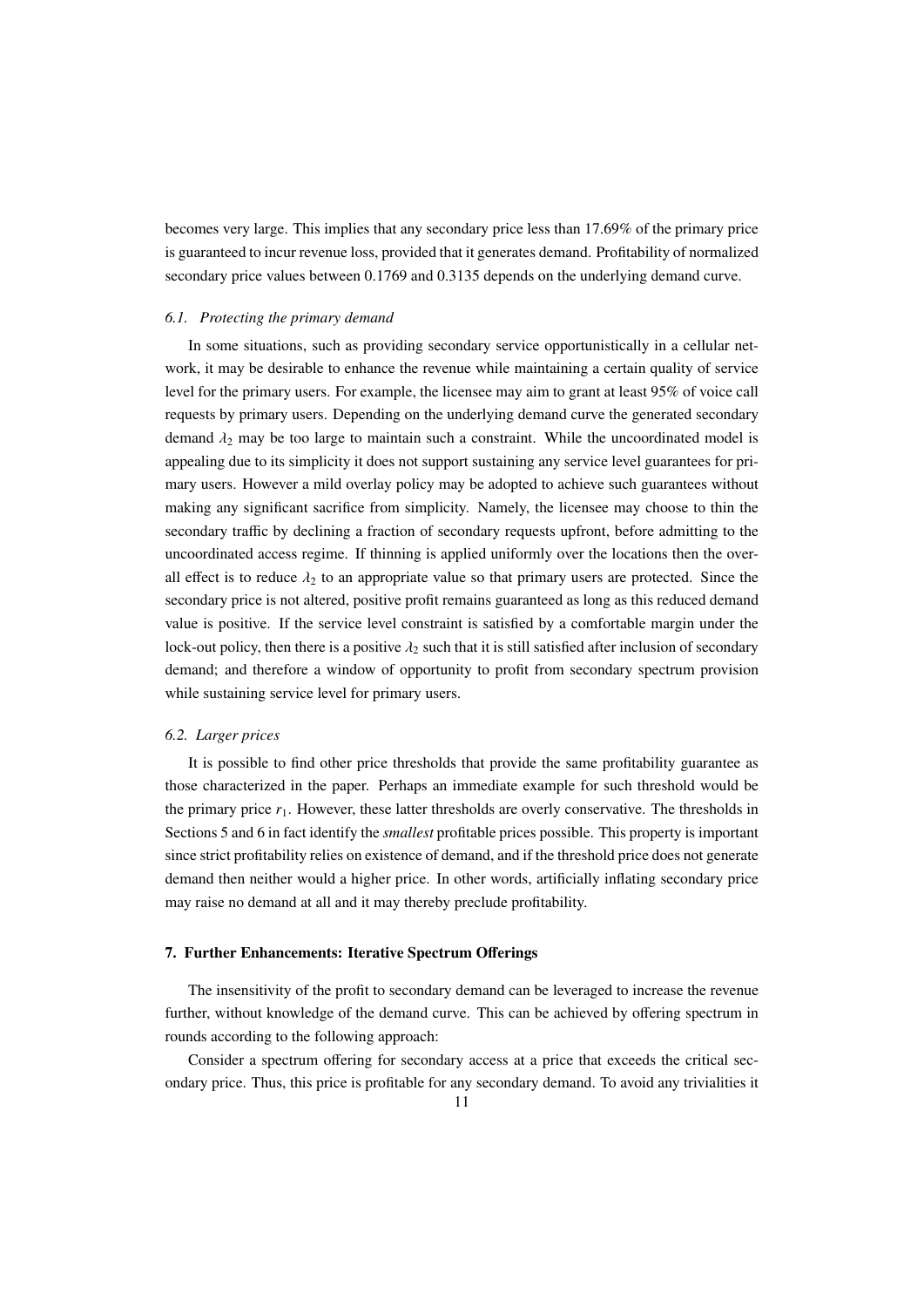becomes very large. This implies that any secondary price less than 17.69% of the primary price is guaranteed to incur revenue loss, provided that it generates demand. Profitability of normalized secondary price values between 0.1769 and 0.3135 depends on the underlying demand curve.

### *6.1. Protecting the primary demand*

In some situations, such as providing secondary service opportunistically in a cellular network, it may be desirable to enhance the revenue while maintaining a certain quality of service level for the primary users. For example, the licensee may aim to grant at least 95% of voice call requests by primary users. Depending on the underlying demand curve the generated secondary demand $\lambda_2$ may be too large to maintain such a constraint. While the uncoordinated model is appealing due to its simplicity it does not support sustaining any service level guarantees for primary users. However a mild overlay policy may be adopted to achieve such guarantees without making any significant sacrifice from simplicity. Namely, the licensee may choose to thin the secondary traffic by declining a fraction of secondary requests upfront, before admitting to the uncoordinated access regime. If thinning is applied uniformly over the locations then the overall effect is to reduce $\lambda_2$ to an appropriate value so that primary users are protected. Since the secondary price is not altered, positive profit remains guaranteed as long as this reduced demand value is positive. If the service level constraint is satisfied by a comfortable margin under the lock-out policy, then there is a positive $\lambda_2$ such that it is still satisfied after inclusion of secondary demand; and therefore a window of opportunity to profit from secondary spectrum provision while sustaining service level for primary users.

### *6.2. Larger prices*

It is possible to find other price thresholds that provide the same profitability guarantee as those characterized in the paper. Perhaps an immediate example for such threshold would be the primary price $r_1$. However, these latter thresholds are overly conservative. The thresholds in Sections 5 and 6 in fact identify the *smallest* profitable prices possible. This property is important since strict profitability relies on existence of demand, and if the threshold price does not generate demand then neither would a higher price. In other words, artificially inflating secondary price may raise no demand at all and it may thereby preclude profitability.

## 7. Further Enhancements: Iterative Spectrum Offerings

The insensitivity of the profit to secondary demand can be leveraged to increase the revenue further, without knowledge of the demand curve. This can be achieved by offering spectrum in rounds according to the following approach:

Consider a spectrum offering for secondary access at a price that exceeds the critical secondary price. Thus, this price is profitable for any secondary demand. To avoid any trivialities it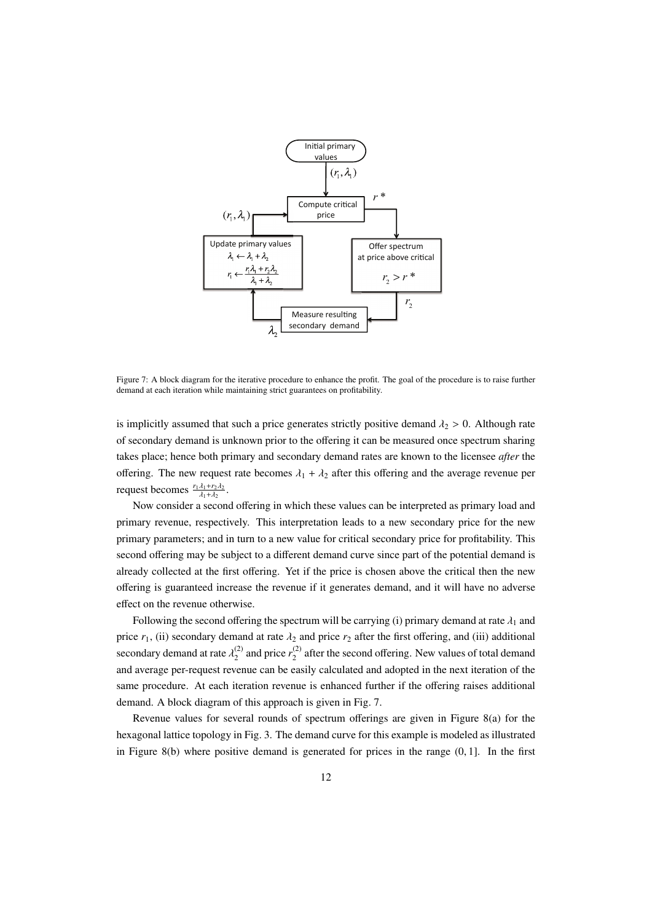Figure 7: A block diagram for the iterative procedure to enhance the profit. The goal of the procedure is to raise further demand at each iteration while maintaining strict guarantees on profitability.

is implicitly assumed that such a price generates strictly positive demand $\lambda_2 > 0$. Although rate of secondary demand is unknown prior to the offering it can be measured once spectrum sharing takes place; hence both primary and secondary demand rates are known to the licensee *after* the offering. The new request rate becomes $\lambda_1 + \lambda_2$ after this offering and the average revenue per request becomes $\frac{r_1\lambda_1 + r_2\lambda_2}{\lambda_1+\lambda_2}$.

Now consider a second offering in which these values can be interpreted as primary load and primary revenue, respectively. This interpretation leads to a new secondary price for the new primary parameters; and in turn to a new value for critical secondary price for profitability. This second offering may be subject to a different demand curve since part of the potential demand is already collected at the first offering. Yet if the price is chosen above the critical then the new offering is guaranteed increase the revenue if it generates demand, and it will have no adverse effect on the revenue otherwise.

Following the second offering the spectrum will be carrying (i) primary demand at rate $\lambda_1$ and price $r_1$, (ii) secondary demand at rate $\lambda_2$ and price $r_2$ after the first offering, and (iii) additional secondary demand at rate $\lambda_2^{(2)}$ and price $r_2^{(2)}$ after the second offering. New values of total demand and average per-request revenue can be easily calculated and adopted in the next iteration of the same procedure. At each iteration revenue is enhanced further if the offering raises additional demand. A block diagram of this approach is given in Fig. 7.

Revenue values for several rounds of spectrum offerings are given in Figure 8(a) for the hexagonal lattice topology in Fig. 3. The demand curve for this example is modeled as illustrated in Figure 8(b) where positive demand is generated for prices in the range $(0, 1]$. In the first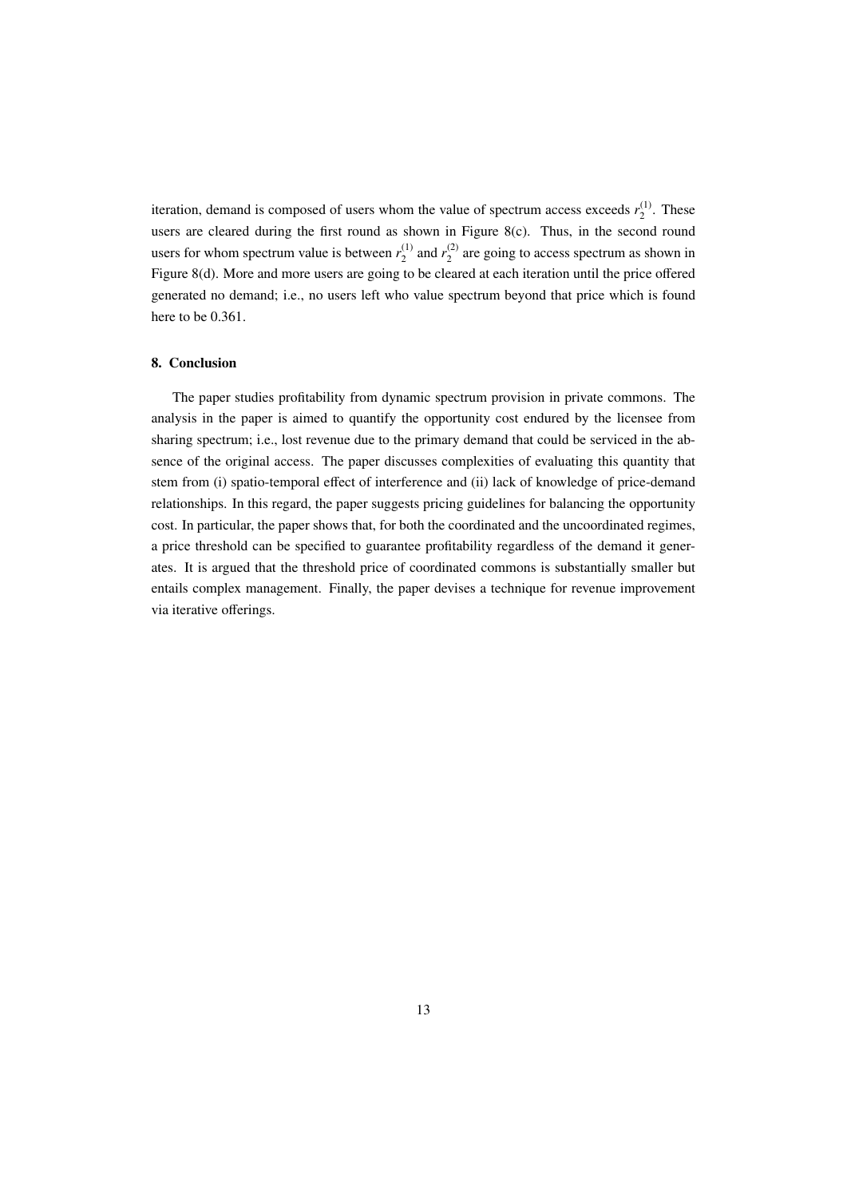iteration, demand is composed of users whom the value of spectrum access exceeds $r_2^{(1)}$. These users are cleared during the first round as shown in Figure 8(c). Thus, in the second round users for whom spectrum value is between $r_2^{(1)}$ and $r_2^{(2)}$ are going to access spectrum as shown in Figure 8(d). More and more users are going to be cleared at each iteration until the price offered generated no demand; i.e., no users left who value spectrum beyond that price which is found here to be 0.361.

## 8. Conclusion

The paper studies profitability from dynamic spectrum provision in private commons. The analysis in the paper is aimed to quantify the opportunity cost endured by the licensee from sharing spectrum; i.e., lost revenue due to the primary demand that could be serviced in the absence of the original access. The paper discusses complexities of evaluating this quantity that stem from (i) spatio-temporal effect of interference and (ii) lack of knowledge of price-demand relationships. In this regard, the paper suggests pricing guidelines for balancing the opportunity cost. In particular, the paper shows that, for both the coordinated and the uncoordinated regimes, a price threshold can be specified to guarantee profitability regardless of the demand it generates. It is argued that the threshold price of coordinated commons is substantially smaller but entails complex management. Finally, the paper devises a technique for revenue improvement via iterative offerings.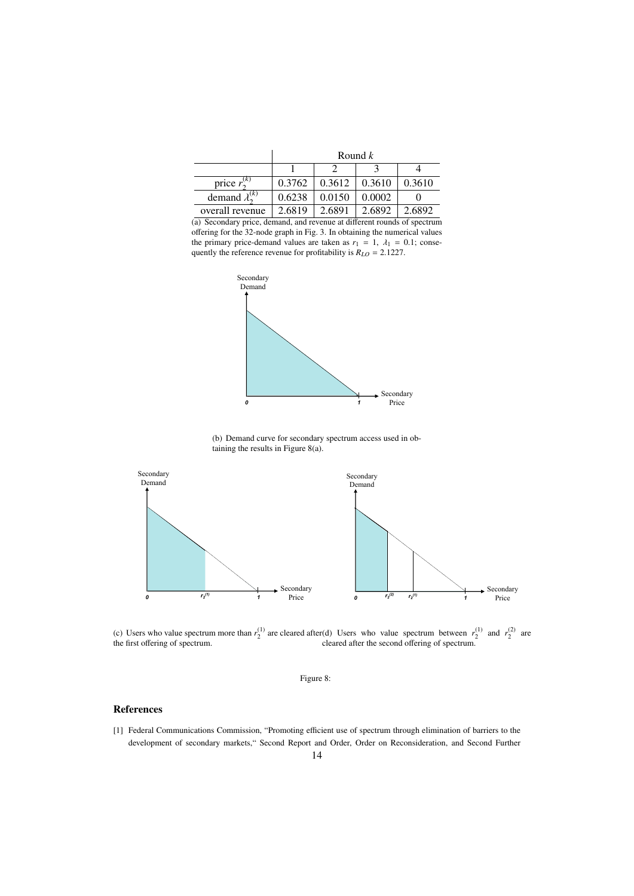| | Round $k$ | | | |
|---|---|---|---|---|
| | 1 | 2 | 3 | 4 |
| price $r_2^{(k)}$ | 0.3762 | 0.3612 | 0.3610 | 0.3610 |
| demand $\lambda_2^{(k)}$ | 0.6238 | 0.0150 | 0.0002 | 0 |
| overall revenue | 2.6819 | 2.6891 | 2.6892 | 2.6892 |

(a) Secondary price, demand, and revenue at different rounds of spectrum offering for the 32-node graph in Fig. 3. In obtaining the numerical values the primary price-demand values are taken as $r_1 = 1$, $\lambda_1 = 0.1$; consequently the reference revenue for profitability is $R_{LO} = 2.1227$.

(b) Demand curve for secondary spectrum access used in obtaining the results in Figure 8(a).

(c) Users who value spectrum more than $r_2^{(1)}$ are cleared after the first offering of spectrum.

(d) Users who value spectrum between $r_2^{(1)}$ and $r_2^{(2)}$ are cleared after the second offering of spectrum.

Figure 8:

## References

[1] Federal Communications Commission, "Promoting efficient use of spectrum through elimination of barriers to the development of secondary markets," Second Report and Order, Order on Reconsideration, and Second Further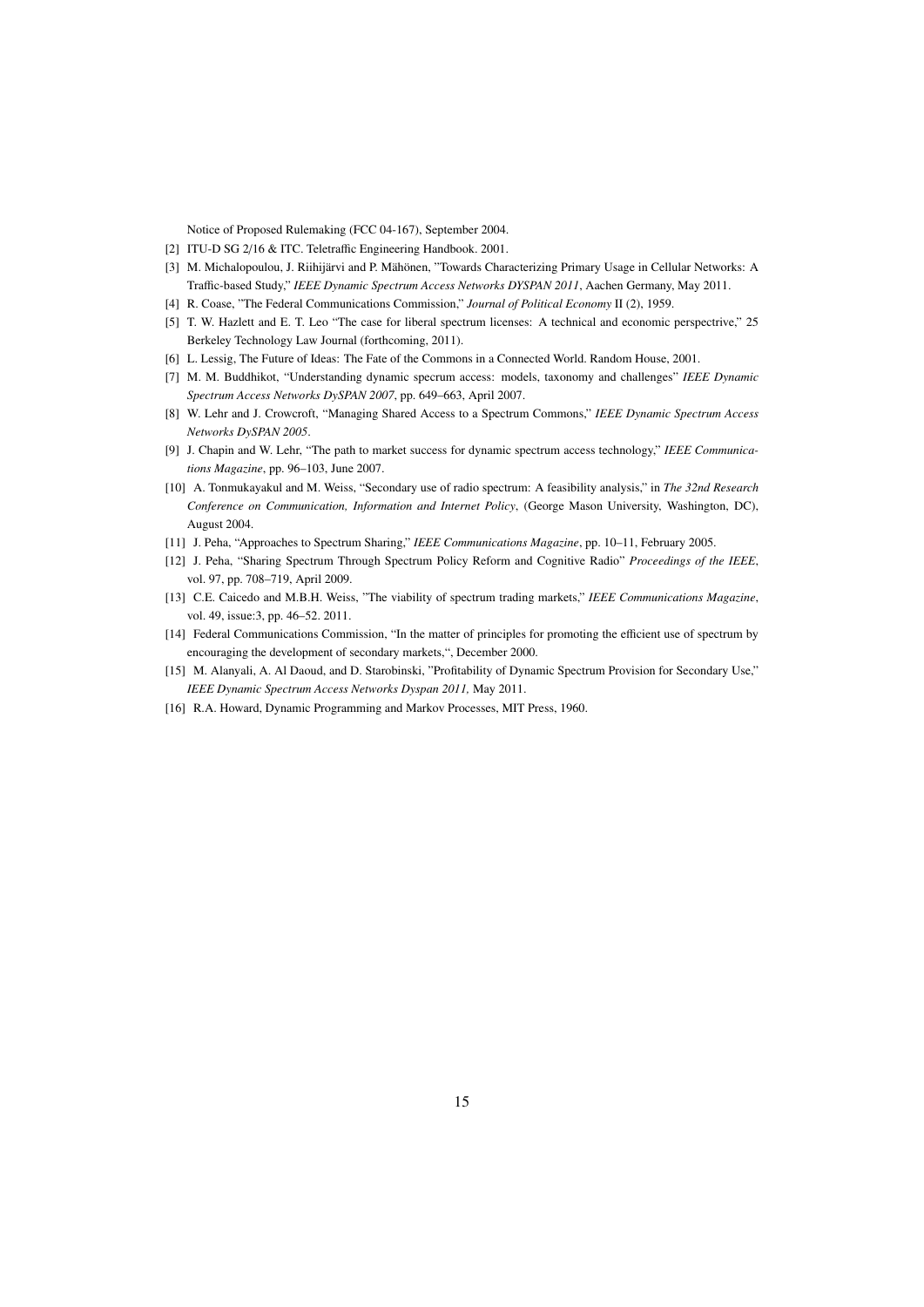Notice of Proposed Rulemaking (FCC 04-167), September 2004.

[2] ITU-D SG 2/16 & ITC. Teletraffic Engineering Handbook. 2001.

[3] M. Michalopoulou, J. Riihijärvi and P. Mähönen, "Towards Characterizing Primary Usage in Cellular Networks: A Traffic-based Study," *IEEE Dynamic Spectrum Access Networks DYSPAN 2011*, Aachen Germany, May 2011.

[4] R. Coase, "The Federal Communications Commission," *Journal of Political Economy* II (2), 1959.

[5] T. W. Hazlett and E. T. Leo "The case for liberal spectrum licenses: A technical and economic perspectrive," 25 Berkeley Technology Law Journal (forthcoming, 2011).

[6] L. Lessig, The Future of Ideas: The Fate of the Commons in a Connected World. Random House, 2001.

[7] M. M. Buddhikot, "Understanding dynamic specrum access: models, taxonomy and challenges" *IEEE Dynamic Spectrum Access Networks DySPAN 2007*, pp. 649–663, April 2007.

[8] W. Lehr and J. Crowcroft, "Managing Shared Access to a Spectrum Commons," *IEEE Dynamic Spectrum Access Networks DySPAN 2005*.

[9] J. Chapin and W. Lehr, "The path to market success for dynamic spectrum access technology," *IEEE Communications Magazine*, pp. 96–103, June 2007.

[10] A. Tonmukayakul and M. Weiss, "Secondary use of radio spectrum: A feasibility analysis," in *The 32nd Research Conference on Communication, Information and Internet Policy*, (George Mason University, Washington, DC), August 2004.

[11] J. Peha, "Approaches to Spectrum Sharing," *IEEE Communications Magazine*, pp. 10–11, February 2005.

[12] J. Peha, "Sharing Spectrum Through Spectrum Policy Reform and Cognitive Radio" *Proceedings of the IEEE*, vol. 97, pp. 708–719, April 2009.

[13] C.E. Caicedo and M.B.H. Weiss, "The viability of spectrum trading markets," *IEEE Communications Magazine*, vol. 49, issue:3, pp. 46–52. 2011.

[14] Federal Communications Commission, "In the matter of principles for promoting the efficient use of spectrum by encouraging the development of secondary markets,", December 2000.

[15] M. Alanyali, A. Al Daoud, and D. Starobinski, "Profitability of Dynamic Spectrum Provision for Secondary Use," *IEEE Dynamic Spectrum Access Networks Dyspan 2011,* May 2011.

[16] R.A. Howard, Dynamic Programming and Markov Processes, MIT Press, 1960.